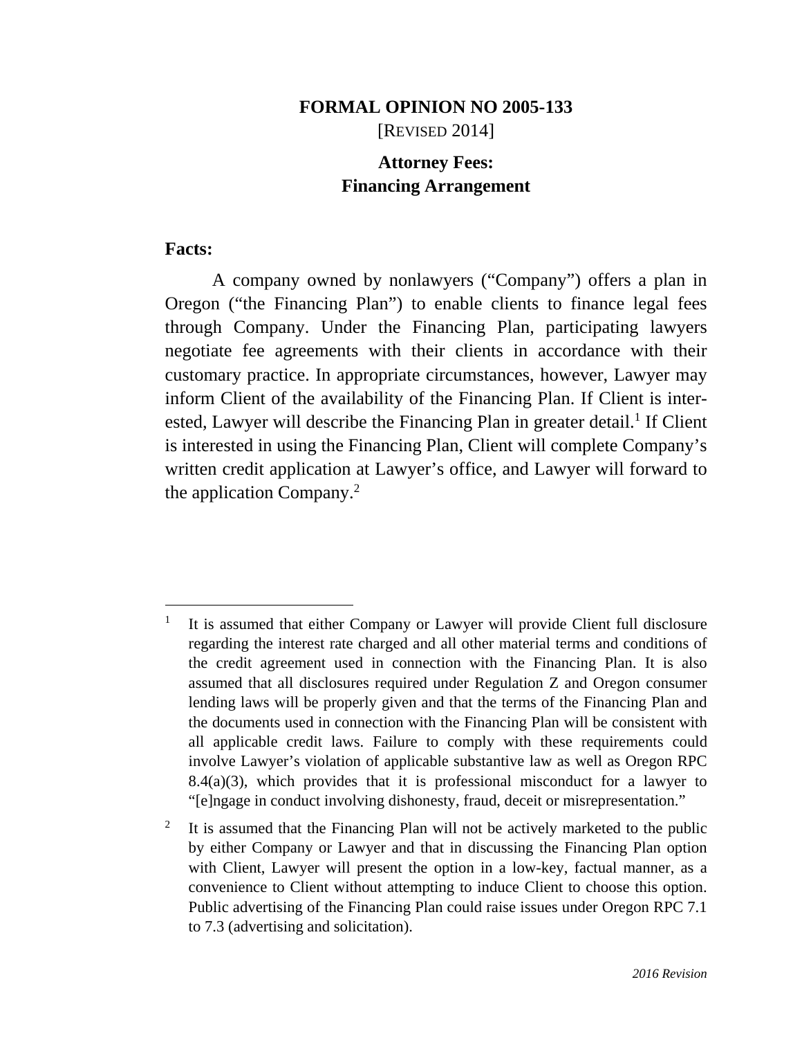# FORMAL OPINION NO 2005-133

[REVISED 2014]

## Attorney Fees: Financing Arrangement

### Facts:

A company owned by nonlawyers ("Company") offers a plan in Oregon ("the Financing Plan") to enable clients to finance legal fees through Company. Under the Financing Plan, participating lawyers negotiate fee agreements with their clients in accordance with their customary practice. In appropriate circumstances, however, Lawyer may inform Client of the availability of the Financing Plan. If Client is interested, Lawyer will describe the Financing Plan in greater detail.[1] If Client is interested in using the Financing Plan, Client will complete Company's written credit application at Lawyer's office, and Lawyer will forward to the application Company.[2]

---

[1] It is assumed that either Company or Lawyer will provide Client full disclosure regarding the interest rate charged and all other material terms and conditions of the credit agreement used in connection with the Financing Plan. It is also assumed that all disclosures required under Regulation Z and Oregon consumer lending laws will be properly given and that the terms of the Financing Plan and the documents used in connection with the Financing Plan will be consistent with all applicable credit laws. Failure to comply with these requirements could involve Lawyer's violation of applicable substantive law as well as Oregon RPC 8.4(a)(3), which provides that it is professional misconduct for a lawyer to "[e]ngage in conduct involving dishonesty, fraud, deceit or misrepresentation."

[2] It is assumed that the Financing Plan will not be actively marketed to the public by either Company or Lawyer and that in discussing the Financing Plan option with Client, Lawyer will present the option in a low-key, factual manner, as a convenience to Client without attempting to induce Client to choose this option. Public advertising of the Financing Plan could raise issues under Oregon RPC 7.1 to 7.3 (advertising and solicitation).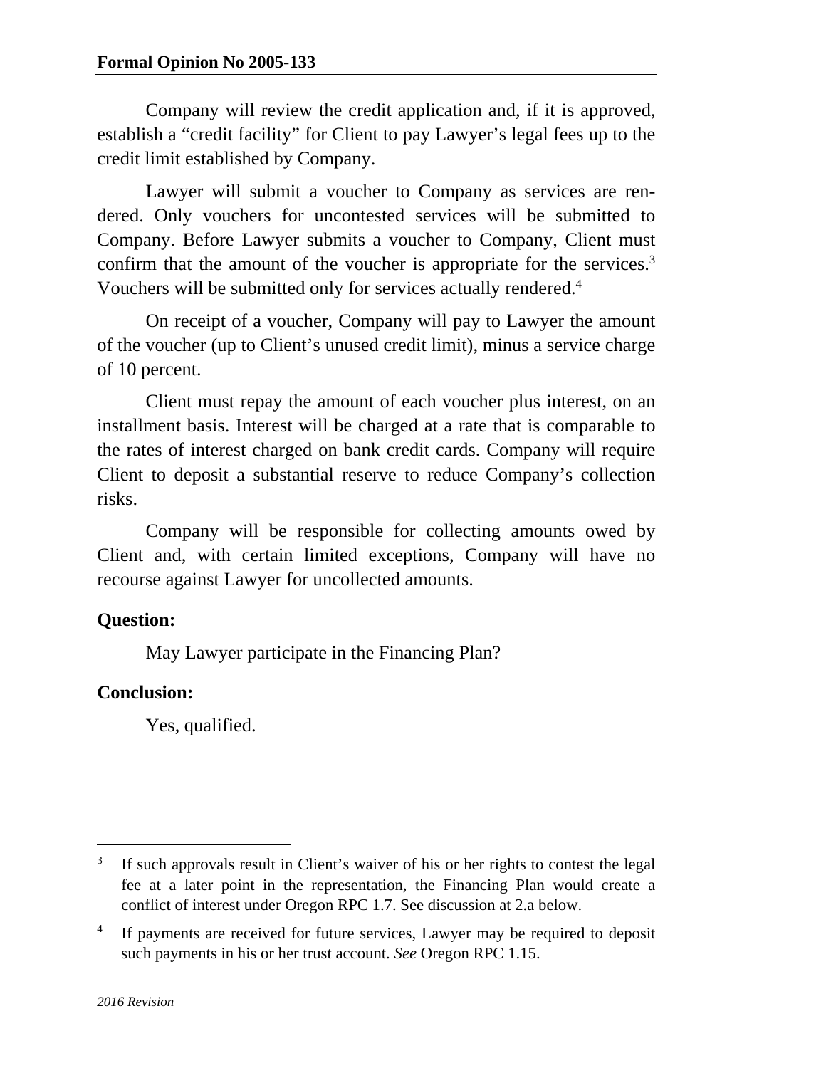Company will review the credit application and, if it is approved, establish a "credit facility" for Client to pay Lawyer's legal fees up to the credit limit established by Company.

Lawyer will submit a voucher to Company as services are rendered. Only vouchers for uncontested services will be submitted to Company. Before Lawyer submits a voucher to Company, Client must confirm that the amount of the voucher is appropriate for the services.[3] Vouchers will be submitted only for services actually rendered.[4]

On receipt of a voucher, Company will pay to Lawyer the amount of the voucher (up to Client's unused credit limit), minus a service charge of 10 percent.

Client must repay the amount of each voucher plus interest, on an installment basis. Interest will be charged at a rate that is comparable to the rates of interest charged on bank credit cards. Company will require Client to deposit a substantial reserve to reduce Company's collection risks.

Company will be responsible for collecting amounts owed by Client and, with certain limited exceptions, Company will have no recourse against Lawyer for uncollected amounts.

**Question:**

May Lawyer participate in the Financing Plan?

**Conclusion:**

Yes, qualified.

---

[3] If such approvals result in Client's waiver of his or her rights to contest the legal fee at a later point in the representation, the Financing Plan would create a conflict of interest under Oregon RPC 1.7. See discussion at 2.a below.

[4] If payments are received for future services, Lawyer may be required to deposit such payments in his or her trust account. *See* Oregon RPC 1.15.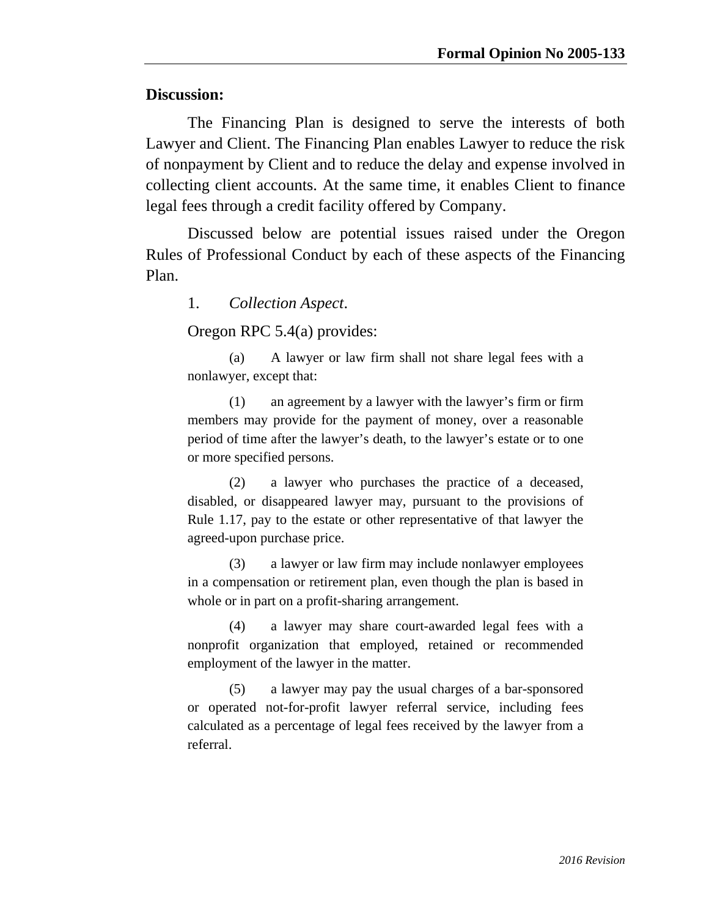**Discussion:**

The Financing Plan is designed to serve the interests of both Lawyer and Client. The Financing Plan enables Lawyer to reduce the risk of nonpayment by Client and to reduce the delay and expense involved in collecting client accounts. At the same time, it enables Client to finance legal fees through a credit facility offered by Company.

Discussed below are potential issues raised under the Oregon Rules of Professional Conduct by each of these aspects of the Financing Plan.

1. *Collection Aspect*.

Oregon RPC 5.4(a) provides:

> (a) A lawyer or law firm shall not share legal fees with a nonlawyer, except that:
>
> (1) an agreement by a lawyer with the lawyer's firm or firm members may provide for the payment of money, over a reasonable period of time after the lawyer's death, to the lawyer's estate or to one or more specified persons.
>
> (2) a lawyer who purchases the practice of a deceased, disabled, or disappeared lawyer may, pursuant to the provisions of Rule 1.17, pay to the estate or other representative of that lawyer the agreed-upon purchase price.
>
> (3) a lawyer or law firm may include nonlawyer employees in a compensation or retirement plan, even though the plan is based in whole or in part on a profit-sharing arrangement.
>
> (4) a lawyer may share court-awarded legal fees with a nonprofit organization that employed, retained or recommended employment of the lawyer in the matter.
>
> (5) a lawyer may pay the usual charges of a bar-sponsored or operated not-for-profit lawyer referral service, including fees calculated as a percentage of legal fees received by the lawyer from a referral.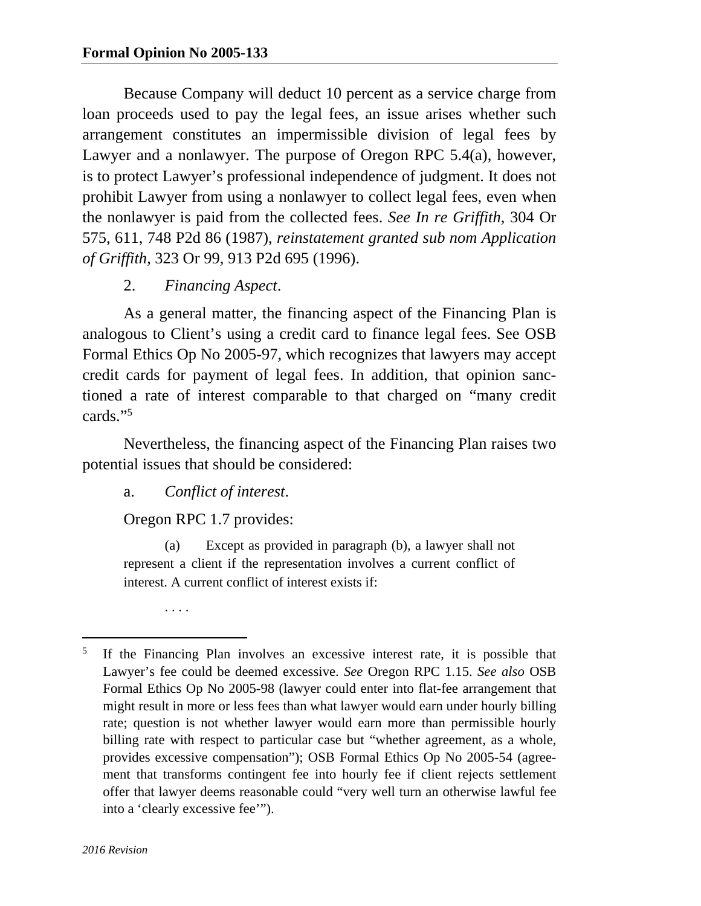Because Company will deduct 10 percent as a service charge from loan proceeds used to pay the legal fees, an issue arises whether such arrangement constitutes an impermissible division of legal fees by Lawyer and a nonlawyer. The purpose of Oregon RPC 5.4(a), however, is to protect Lawyer's professional independence of judgment. It does not prohibit Lawyer from using a nonlawyer to collect legal fees, even when the nonlawyer is paid from the collected fees. *See In re Griffith*, 304 Or 575, 611, 748 P2d 86 (1987), *reinstatement granted sub nom Application of Griffith*, 323 Or 99, 913 P2d 695 (1996).

2. *Financing Aspect*.

As a general matter, the financing aspect of the Financing Plan is analogous to Client's using a credit card to finance legal fees. See OSB Formal Ethics Op No 2005-97, which recognizes that lawyers may accept credit cards for payment of legal fees. In addition, that opinion sanctioned a rate of interest comparable to that charged on "many credit cards."[5]

Nevertheless, the financing aspect of the Financing Plan raises two potential issues that should be considered:

a. *Conflict of interest*.

Oregon RPC 1.7 provides:

> (a) Except as provided in paragraph (b), a lawyer shall not represent a client if the representation involves a current conflict of interest. A current conflict of interest exists if:
>
> . . . .

---

[5] If the Financing Plan involves an excessive interest rate, it is possible that Lawyer's fee could be deemed excessive. *See* Oregon RPC 1.15. *See also* OSB Formal Ethics Op No 2005-98 (lawyer could enter into flat-fee arrangement that might result in more or less fees than what lawyer would earn under hourly billing rate; question is not whether lawyer would earn more than permissible hourly billing rate with respect to particular case but "whether agreement, as a whole, provides excessive compensation"); OSB Formal Ethics Op No 2005-54 (agreement that transforms contingent fee into hourly fee if client rejects settlement offer that lawyer deems reasonable could "very well turn an otherwise lawful fee into a 'clearly excessive fee'").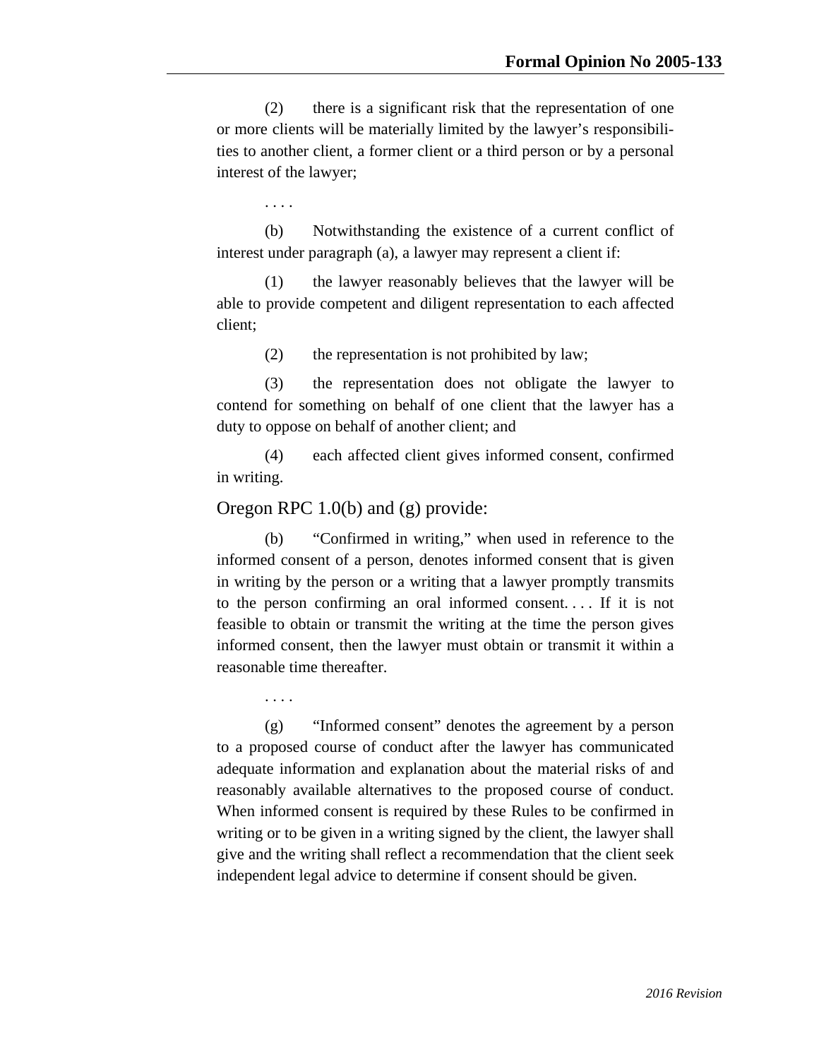(2) there is a significant risk that the representation of one or more clients will be materially limited by the lawyer's responsibilities to another client, a former client or a third person or by a personal interest of the lawyer;

. . . .

(b) Notwithstanding the existence of a current conflict of interest under paragraph (a), a lawyer may represent a client if:

(1) the lawyer reasonably believes that the lawyer will be able to provide competent and diligent representation to each affected client;

(2) the representation is not prohibited by law;

(3) the representation does not obligate the lawyer to contend for something on behalf of one client that the lawyer has a duty to oppose on behalf of another client; and

(4) each affected client gives informed consent, confirmed in writing.

Oregon RPC 1.0(b) and (g) provide:

(b) "Confirmed in writing," when used in reference to the informed consent of a person, denotes informed consent that is given in writing by the person or a writing that a lawyer promptly transmits to the person confirming an oral informed consent. . . . If it is not feasible to obtain or transmit the writing at the time the person gives informed consent, then the lawyer must obtain or transmit it within a reasonable time thereafter.

. . . .

(g) "Informed consent" denotes the agreement by a person to a proposed course of conduct after the lawyer has communicated adequate information and explanation about the material risks of and reasonably available alternatives to the proposed course of conduct. When informed consent is required by these Rules to be confirmed in writing or to be given in a writing signed by the client, the lawyer shall give and the writing shall reflect a recommendation that the client seek independent legal advice to determine if consent should be given.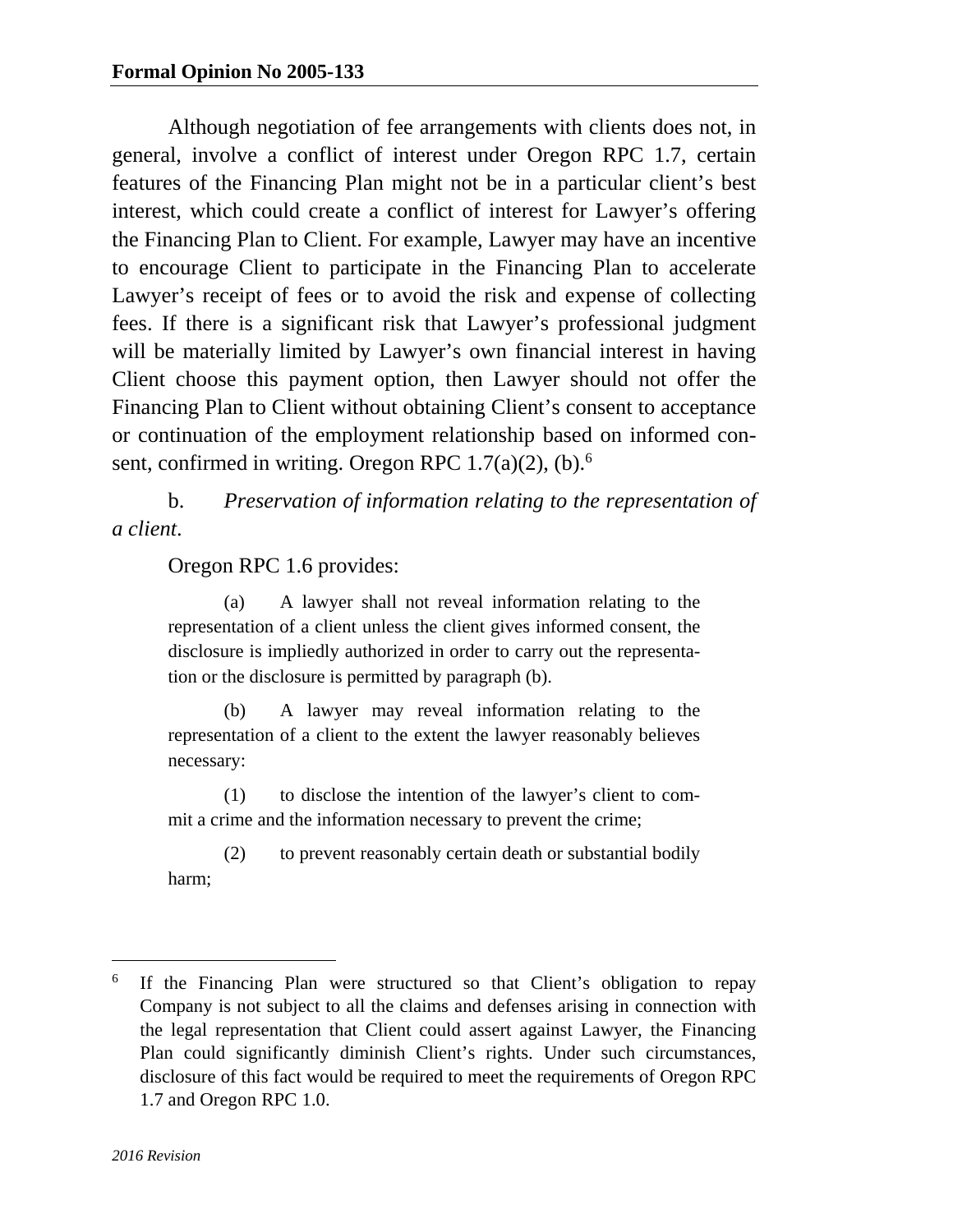Although negotiation of fee arrangements with clients does not, in general, involve a conflict of interest under Oregon RPC 1.7, certain features of the Financing Plan might not be in a particular client's best interest, which could create a conflict of interest for Lawyer's offering the Financing Plan to Client. For example, Lawyer may have an incentive to encourage Client to participate in the Financing Plan to accelerate Lawyer's receipt of fees or to avoid the risk and expense of collecting fees. If there is a significant risk that Lawyer's professional judgment will be materially limited by Lawyer's own financial interest in having Client choose this payment option, then Lawyer should not offer the Financing Plan to Client without obtaining Client's consent to acceptance or continuation of the employment relationship based on informed consent, confirmed in writing. Oregon RPC 1.7(a)(2), (b).[6]

b. *Preservation of information relating to the representation of a client.*

Oregon RPC 1.6 provides:

> (a) A lawyer shall not reveal information relating to the representation of a client unless the client gives informed consent, the disclosure is impliedly authorized in order to carry out the representation or the disclosure is permitted by paragraph (b).
>
> (b) A lawyer may reveal information relating to the representation of a client to the extent the lawyer reasonably believes necessary:
>
> (1) to disclose the intention of the lawyer's client to commit a crime and the information necessary to prevent the crime;
>
> (2) to prevent reasonably certain death or substantial bodily harm;

---

[6] If the Financing Plan were structured so that Client's obligation to repay Company is not subject to all the claims and defenses arising in connection with the legal representation that Client could assert against Lawyer, the Financing Plan could significantly diminish Client's rights. Under such circumstances, disclosure of this fact would be required to meet the requirements of Oregon RPC 1.7 and Oregon RPC 1.0.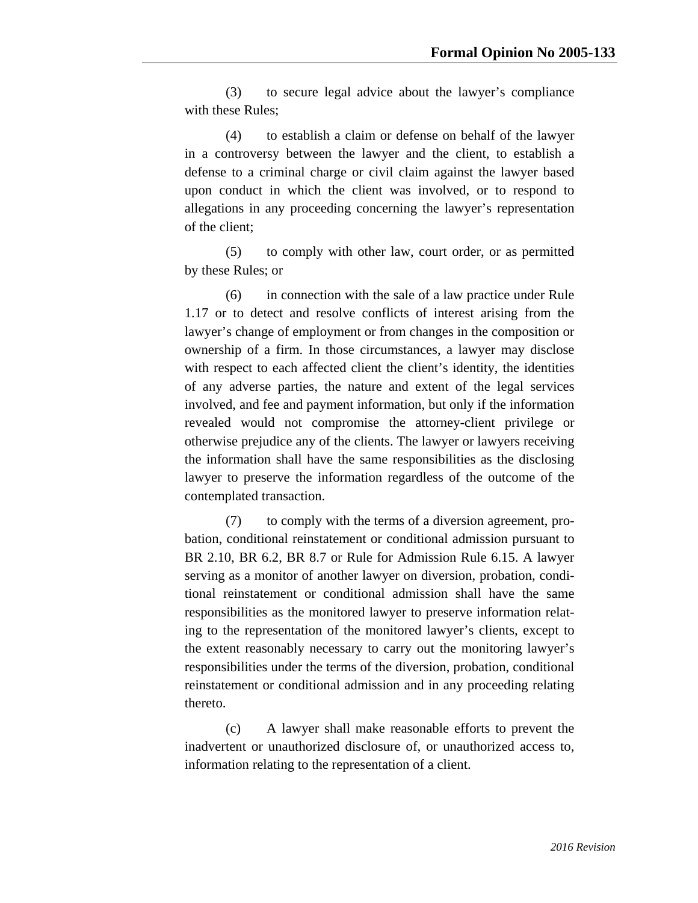(3) to secure legal advice about the lawyer's compliance with these Rules;

(4) to establish a claim or defense on behalf of the lawyer in a controversy between the lawyer and the client, to establish a defense to a criminal charge or civil claim against the lawyer based upon conduct in which the client was involved, or to respond to allegations in any proceeding concerning the lawyer's representation of the client;

(5) to comply with other law, court order, or as permitted by these Rules; or

(6) in connection with the sale of a law practice under Rule 1.17 or to detect and resolve conflicts of interest arising from the lawyer's change of employment or from changes in the composition or ownership of a firm. In those circumstances, a lawyer may disclose with respect to each affected client the client's identity, the identities of any adverse parties, the nature and extent of the legal services involved, and fee and payment information, but only if the information revealed would not compromise the attorney-client privilege or otherwise prejudice any of the clients. The lawyer or lawyers receiving the information shall have the same responsibilities as the disclosing lawyer to preserve the information regardless of the outcome of the contemplated transaction.

(7) to comply with the terms of a diversion agreement, probation, conditional reinstatement or conditional admission pursuant to BR 2.10, BR 6.2, BR 8.7 or Rule for Admission Rule 6.15. A lawyer serving as a monitor of another lawyer on diversion, probation, conditional reinstatement or conditional admission shall have the same responsibilities as the monitored lawyer to preserve information relating to the representation of the monitored lawyer's clients, except to the extent reasonably necessary to carry out the monitoring lawyer's responsibilities under the terms of the diversion, probation, conditional reinstatement or conditional admission and in any proceeding relating thereto.

(c) A lawyer shall make reasonable efforts to prevent the inadvertent or unauthorized disclosure of, or unauthorized access to, information relating to the representation of a client.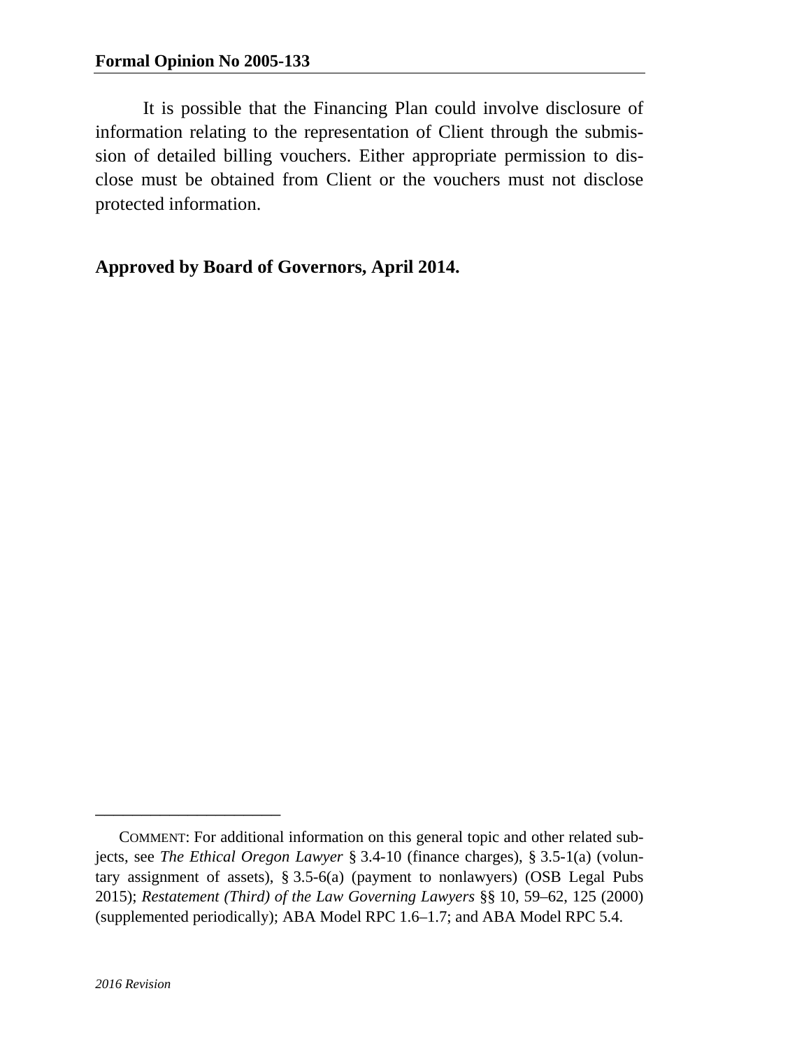It is possible that the Financing Plan could involve disclosure of information relating to the representation of Client through the submission of detailed billing vouchers. Either appropriate permission to disclose must be obtained from Client or the vouchers must not disclose protected information.

**Approved by Board of Governors, April 2014.**

---

COMMENT: For additional information on this general topic and other related subjects, see *The Ethical Oregon Lawyer* § 3.4-10 (finance charges), § 3.5-1(a) (voluntary assignment of assets), § 3.5-6(a) (payment to nonlawyers) (OSB Legal Pubs 2015); *Restatement (Third) of the Law Governing Lawyers* §§ 10, 59–62, 125 (2000) (supplemented periodically); ABA Model RPC 1.6–1.7; and ABA Model RPC 5.4.